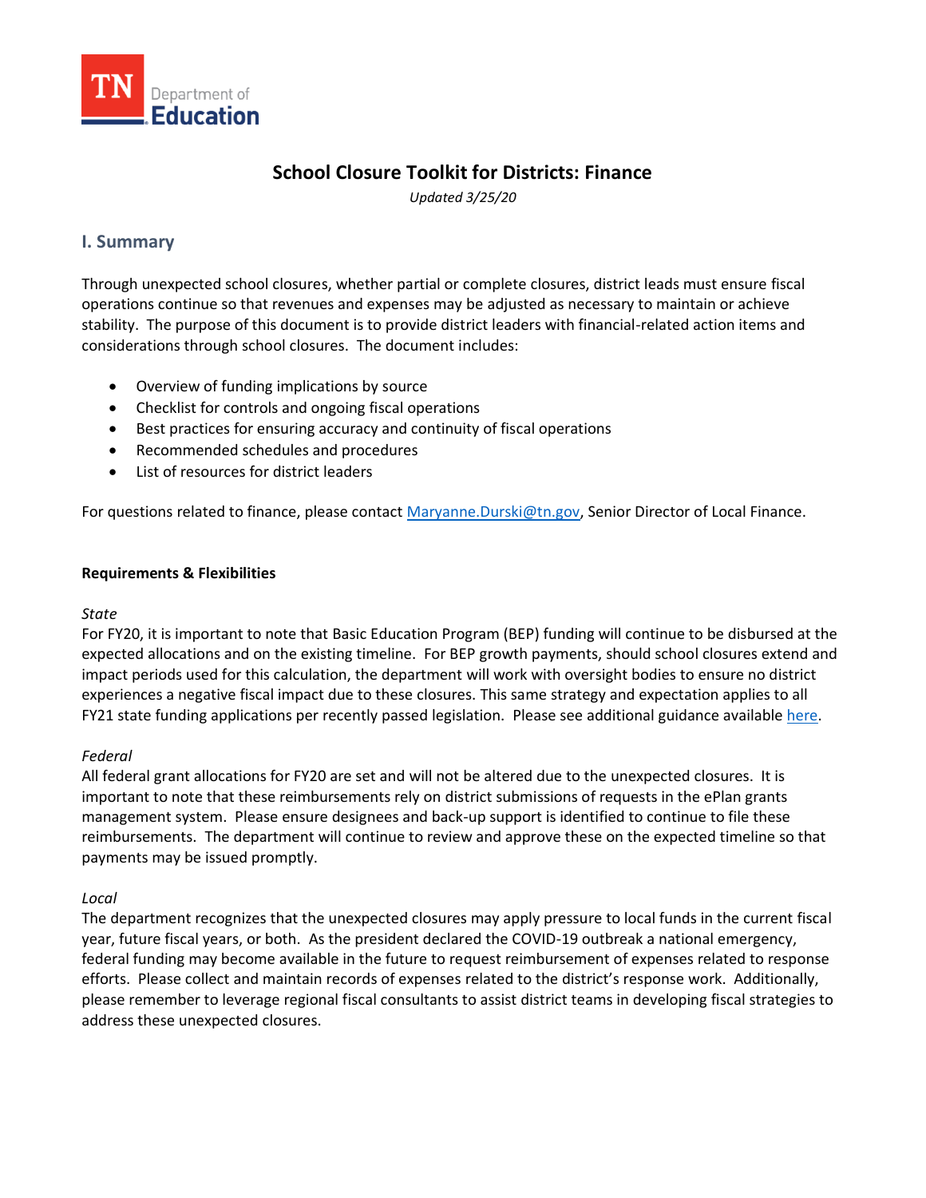TN Department of Education

# School Closure Toolkit for Districts: Finance

*Updated 3/25/20*

## I. Summary

Through unexpected school closures, whether partial or complete closures, district leads must ensure fiscal operations continue so that revenues and expenses may be adjusted as necessary to maintain or achieve stability. The purpose of this document is to provide district leaders with financial-related action items and considerations through school closures. The document includes:

- Overview of funding implications by source
- Checklist for controls and ongoing fiscal operations
- Best practices for ensuring accuracy and continuity of fiscal operations
- Recommended schedules and procedures
- List of resources for district leaders

For questions related to finance, please contact Maryanne.Durski@tn.gov, Senior Director of Local Finance.

**Requirements & Flexibilities**

*State*

For FY20, it is important to note that Basic Education Program (BEP) funding will continue to be disbursed at the expected allocations and on the existing timeline. For BEP growth payments, should school closures extend and impact periods used for this calculation, the department will work with oversight bodies to ensure no district experiences a negative fiscal impact due to these closures. This same strategy and expectation applies to all FY21 state funding applications per recently passed legislation. Please see additional guidance available here.

*Federal*

All federal grant allocations for FY20 are set and will not be altered due to the unexpected closures. It is important to note that these reimbursements rely on district submissions of requests in the ePlan grants management system. Please ensure designees and back-up support is identified to continue to file these reimbursements. The department will continue to review and approve these on the expected timeline so that payments may be issued promptly.

*Local*

The department recognizes that the unexpected closures may apply pressure to local funds in the current fiscal year, future fiscal years, or both. As the president declared the COVID-19 outbreak a national emergency, federal funding may become available in the future to request reimbursement of expenses related to response efforts. Please collect and maintain records of expenses related to the district's response work. Additionally, please remember to leverage regional fiscal consultants to assist district teams in developing fiscal strategies to address these unexpected closures.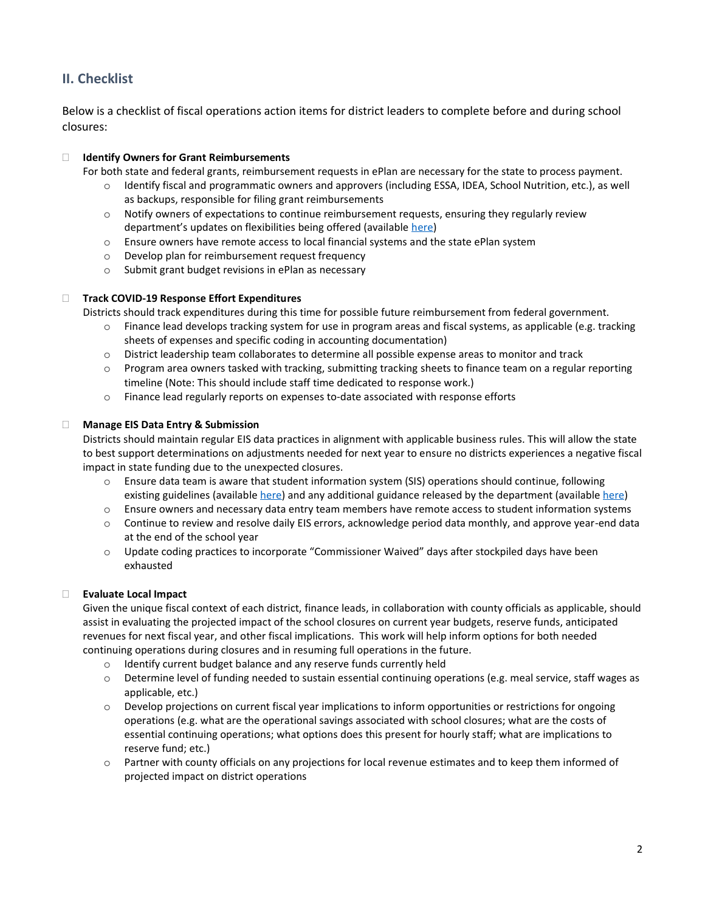## II. Checklist

Below is a checklist of fiscal operations action items for district leaders to complete before and during school closures:

- [ ] **Identify Owners for Grant Reimbursements**

  For both state and federal grants, reimbursement requests in ePlan are necessary for the state to process payment.
  - Identify fiscal and programmatic owners and approvers (including ESSA, IDEA, School Nutrition, etc.), as well as backups, responsible for filing grant reimbursements
  - Notify owners of expectations to continue reimbursement requests, ensuring they regularly review department's updates on flexibilities being offered (available here)
  - Ensure owners have remote access to local financial systems and the state ePlan system
  - Develop plan for reimbursement request frequency
  - Submit grant budget revisions in ePlan as necessary

- [ ] **Track COVID-19 Response Effort Expenditures**

  Districts should track expenditures during this time for possible future reimbursement from federal government.
  - Finance lead develops tracking system for use in program areas and fiscal systems, as applicable (e.g. tracking sheets of expenses and specific coding in accounting documentation)
  - District leadership team collaborates to determine all possible expense areas to monitor and track
  - Program area owners tasked with tracking, submitting tracking sheets to finance team on a regular reporting timeline (Note: This should include staff time dedicated to response work.)
  - Finance lead regularly reports on expenses to-date associated with response efforts

- [ ] **Manage EIS Data Entry & Submission**

  Districts should maintain regular EIS data practices in alignment with applicable business rules. This will allow the state to best support determinations on adjustments needed for next year to ensure no districts experiences a negative fiscal impact in state funding due to the unexpected closures.
  - Ensure data team is aware that student information system (SIS) operations should continue, following existing guidelines (available here) and any additional guidance released by the department (available here)
  - Ensure owners and necessary data entry team members have remote access to student information systems
  - Continue to review and resolve daily EIS errors, acknowledge period data monthly, and approve year-end data at the end of the school year
  - Update coding practices to incorporate "Commissioner Waived" days after stockpiled days have been exhausted

- [ ] **Evaluate Local Impact**

  Given the unique fiscal context of each district, finance leads, in collaboration with county officials as applicable, should assist in evaluating the projected impact of the school closures on current year budgets, reserve funds, anticipated revenues for next fiscal year, and other fiscal implications. This work will help inform options for both needed continuing operations during closures and in resuming full operations in the future.
  - Identify current budget balance and any reserve funds currently held
  - Determine level of funding needed to sustain essential continuing operations (e.g. meal service, staff wages as applicable, etc.)
  - Develop projections on current fiscal year implications to inform opportunities or restrictions for ongoing operations (e.g. what are the operational savings associated with school closures; what are the costs of essential continuing operations; what options does this present for hourly staff; what are implications to reserve fund; etc.)
  - Partner with county officials on any projections for local revenue estimates and to keep them informed of projected impact on district operations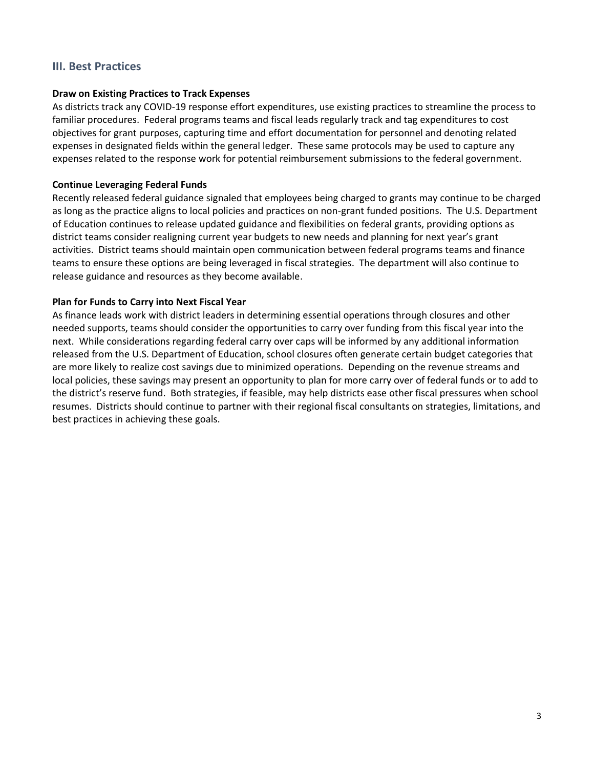## III. Best Practices

**Draw on Existing Practices to Track Expenses**

As districts track any COVID-19 response effort expenditures, use existing practices to streamline the process to familiar procedures. Federal programs teams and fiscal leads regularly track and tag expenditures to cost objectives for grant purposes, capturing time and effort documentation for personnel and denoting related expenses in designated fields within the general ledger. These same protocols may be used to capture any expenses related to the response work for potential reimbursement submissions to the federal government.

**Continue Leveraging Federal Funds**

Recently released federal guidance signaled that employees being charged to grants may continue to be charged as long as the practice aligns to local policies and practices on non-grant funded positions. The U.S. Department of Education continues to release updated guidance and flexibilities on federal grants, providing options as district teams consider realigning current year budgets to new needs and planning for next year's grant activities. District teams should maintain open communication between federal programs teams and finance teams to ensure these options are being leveraged in fiscal strategies. The department will also continue to release guidance and resources as they become available.

**Plan for Funds to Carry into Next Fiscal Year**

As finance leads work with district leaders in determining essential operations through closures and other needed supports, teams should consider the opportunities to carry over funding from this fiscal year into the next. While considerations regarding federal carry over caps will be informed by any additional information released from the U.S. Department of Education, school closures often generate certain budget categories that are more likely to realize cost savings due to minimized operations. Depending on the revenue streams and local policies, these savings may present an opportunity to plan for more carry over of federal funds or to add to the district's reserve fund. Both strategies, if feasible, may help districts ease other fiscal pressures when school resumes. Districts should continue to partner with their regional fiscal consultants on strategies, limitations, and best practices in achieving these goals.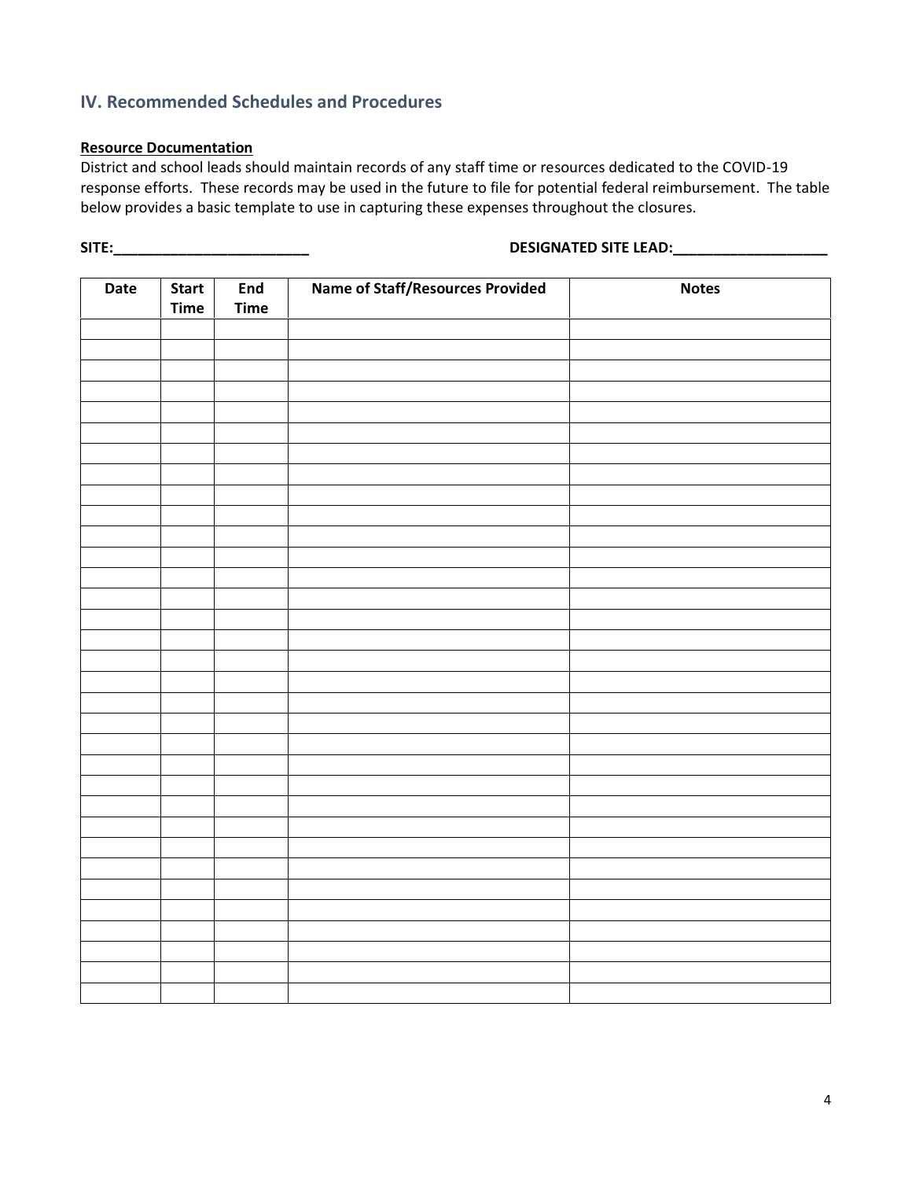## IV. Recommended Schedules and Procedures

**Resource Documentation**

District and school leads should maintain records of any staff time or resources dedicated to the COVID-19 response efforts. These records may be used in the future to file for potential federal reimbursement. The table below provides a basic template to use in capturing these expenses throughout the closures.

**SITE:________________________** **DESIGNATED SITE LEAD:___________________**

| Date | Start Time | End Time | Name of Staff/Resources Provided | Notes |
|---|---|---|---|---|
| | | | | |
| | | | | |
| | | | | |
| | | | | |
| | | | | |
| | | | | |
| | | | | |
| | | | | |
| | | | | |
| | | | | |
| | | | | |
| | | | | |
| | | | | |
| | | | | |
| | | | | |
| | | | | |
| | | | | |
| | | | | |
| | | | | |
| | | | | |
| | | | | |
| | | | | |
| | | | | |
| | | | | |
| | | | | |
| | | | | |
| | | | | |
| | | | | |
| | | | | |
| | | | | |
| | | | | |
| | | | | |
| | | | | |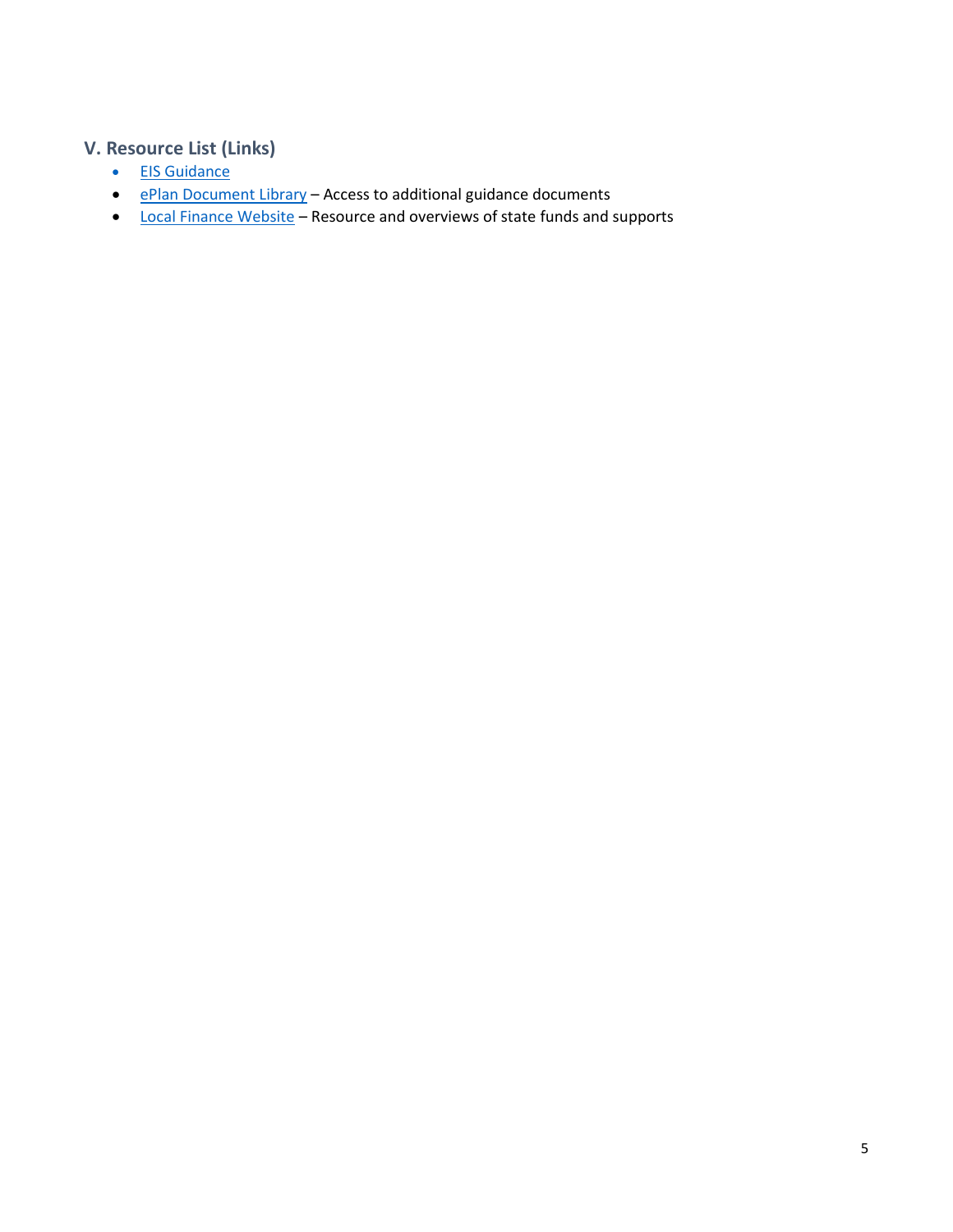## V. Resource List (Links)

- EIS Guidance
- ePlan Document Library – Access to additional guidance documents
- Local Finance Website – Resource and overviews of state funds and supports